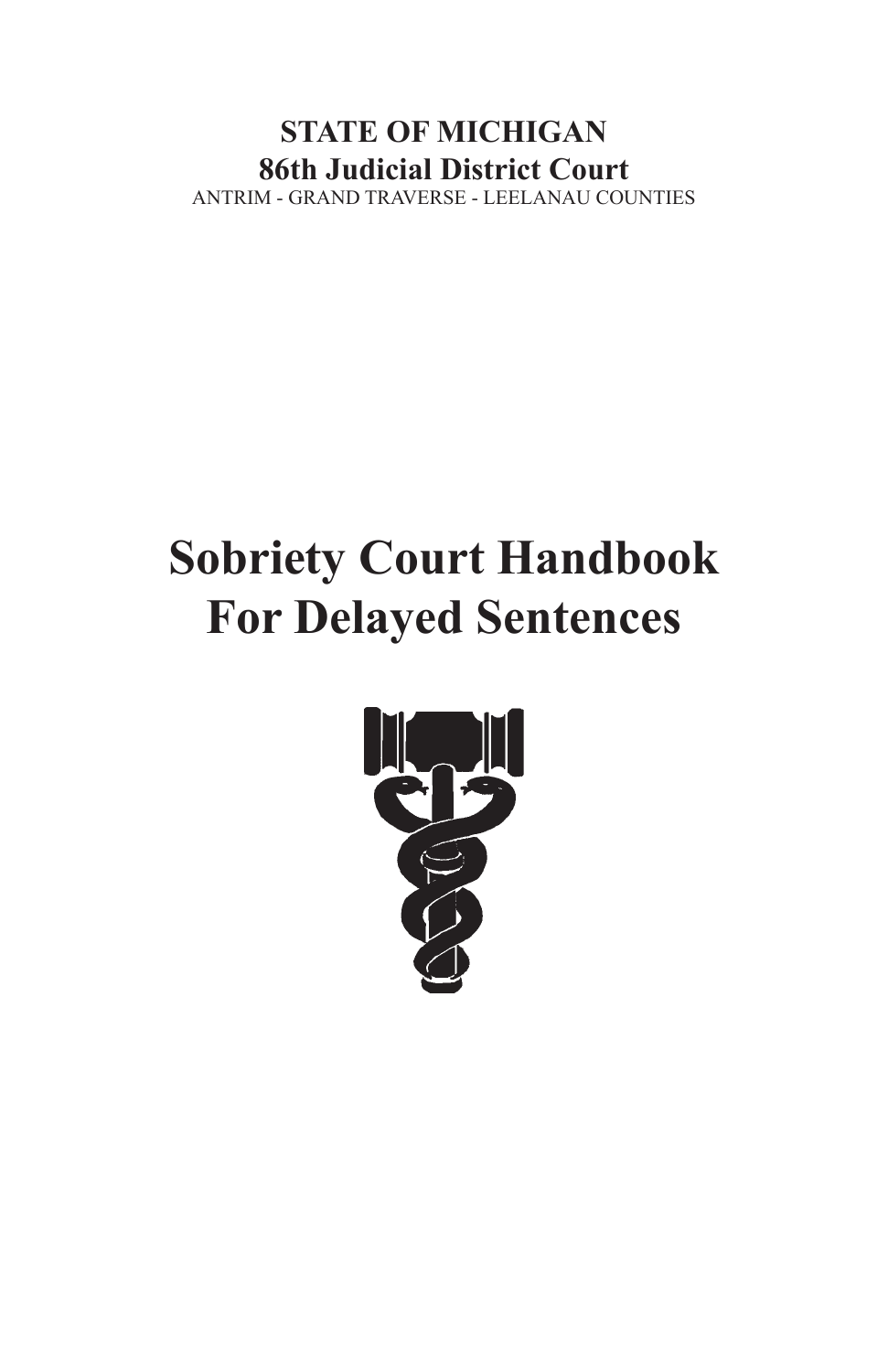**STATE OF MICHIGAN**
**86th Judicial District Court**
ANTRIM - GRAND TRAVERSE - LEELANAU COUNTIES

# Sobriety Court Handbook For Delayed Sentences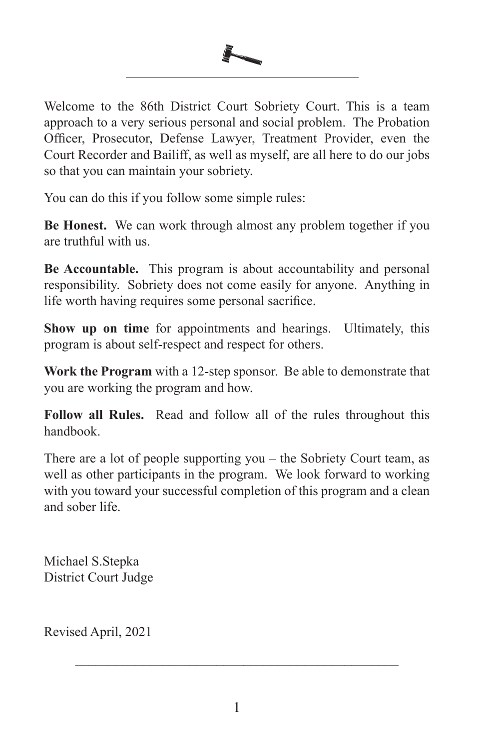Welcome to the 86th District Court Sobriety Court. This is a team approach to a very serious personal and social problem. The Probation Officer, Prosecutor, Defense Lawyer, Treatment Provider, even the Court Recorder and Bailiff, as well as myself, are all here to do our jobs so that you can maintain your sobriety.

You can do this if you follow some simple rules:

**Be Honest.** We can work through almost any problem together if you are truthful with us.

**Be Accountable.** This program is about accountability and personal responsibility. Sobriety does not come easily for anyone. Anything in life worth having requires some personal sacrifice.

**Show up on time** for appointments and hearings. Ultimately, this program is about self-respect and respect for others.

**Work the Program** with a 12-step sponsor. Be able to demonstrate that you are working the program and how.

**Follow all Rules.** Read and follow all of the rules throughout this handbook.

There are a lot of people supporting you – the Sobriety Court team, as well as other participants in the program. We look forward to working with you toward your successful completion of this program and a clean and sober life.

Michael S.Stepka
District Court Judge

Revised April, 2021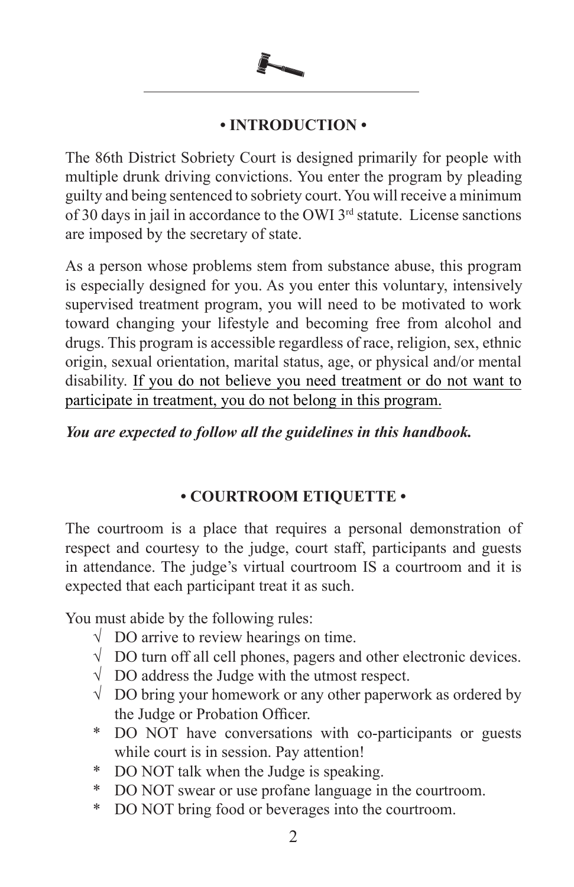## • INTRODUCTION •

The 86th District Sobriety Court is designed primarily for people with multiple drunk driving convictions. You enter the program by pleading guilty and being sentenced to sobriety court. You will receive a minimum of 30 days in jail in accordance to the OWI 3rd statute. License sanctions are imposed by the secretary of state.

As a person whose problems stem from substance abuse, this program is especially designed for you. As you enter this voluntary, intensively supervised treatment program, you will need to be motivated to work toward changing your lifestyle and becoming free from alcohol and drugs. This program is accessible regardless of race, religion, sex, ethnic origin, sexual orientation, marital status, age, or physical and/or mental disability. <u>If you do not believe you need treatment or do not want to participate in treatment, you do not belong in this program.</u>

***You are expected to follow all the guidelines in this handbook.***

## • COURTROOM ETIQUETTE •

The courtroom is a place that requires a personal demonstration of respect and courtesy to the judge, court staff, participants and guests in attendance. The judge's virtual courtroom IS a courtroom and it is expected that each participant treat it as such.

You must abide by the following rules:

- √ DO arrive to review hearings on time.
- √ DO turn off all cell phones, pagers and other electronic devices.
- √ DO address the Judge with the utmost respect.
- √ DO bring your homework or any other paperwork as ordered by the Judge or Probation Officer.
- * DO NOT have conversations with co-participants or guests while court is in session. Pay attention!
- * DO NOT talk when the Judge is speaking.
- * DO NOT swear or use profane language in the courtroom.
- * DO NOT bring food or beverages into the courtroom.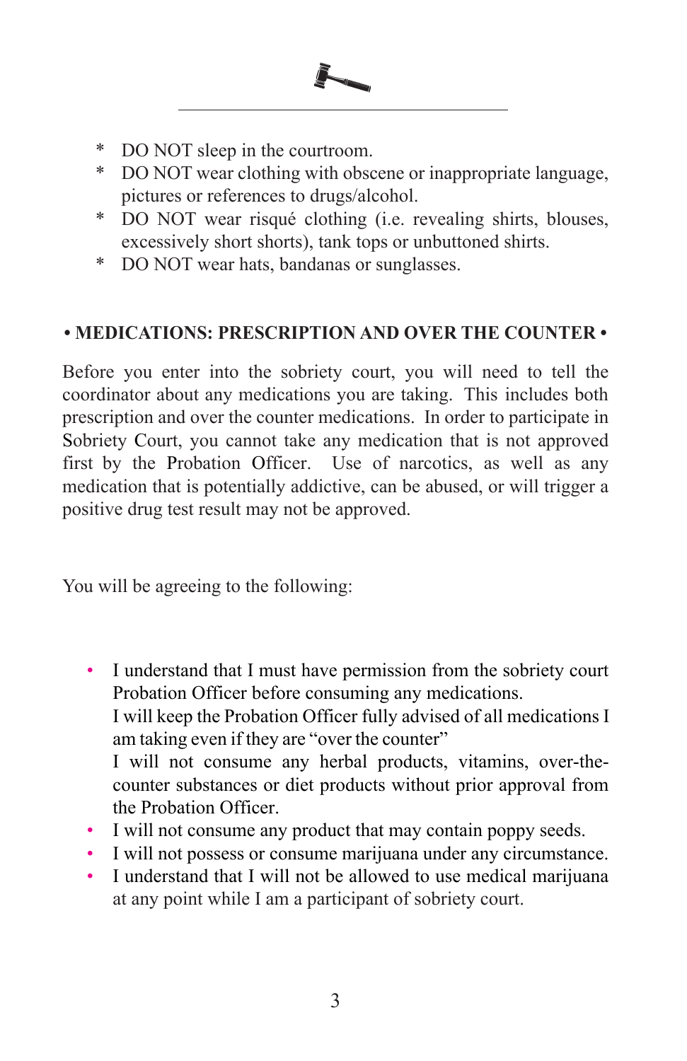* DO NOT sleep in the courtroom.
* DO NOT wear clothing with obscene or inappropriate language, pictures or references to drugs/alcohol.
* DO NOT wear risqué clothing (i.e. revealing shirts, blouses, excessively short shorts), tank tops or unbuttoned shirts.
* DO NOT wear hats, bandanas or sunglasses.

## • MEDICATIONS: PRESCRIPTION AND OVER THE COUNTER •

Before you enter into the sobriety court, you will need to tell the coordinator about any medications you are taking. This includes both prescription and over the counter medications. In order to participate in Sobriety Court, you cannot take any medication that is not approved first by the Probation Officer. Use of narcotics, as well as any medication that is potentially addictive, can be abused, or will trigger a positive drug test result may not be approved.

You will be agreeing to the following:

- I understand that I must have permission from the sobriety court Probation Officer before consuming any medications.
  I will keep the Probation Officer fully advised of all medications I am taking even if they are "over the counter"
  I will not consume any herbal products, vitamins, over-the-counter substances or diet products without prior approval from the Probation Officer.
- I will not consume any product that may contain poppy seeds.
- I will not possess or consume marijuana under any circumstance.
- I understand that I will not be allowed to use medical marijuana at any point while I am a participant of sobriety court.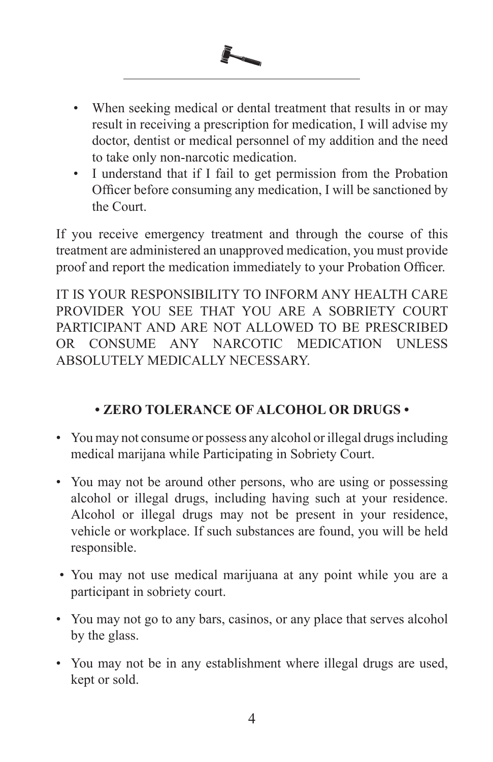- When seeking medical or dental treatment that results in or may result in receiving a prescription for medication, I will advise my doctor, dentist or medical personnel of my addition and the need to take only non-narcotic medication.
- I understand that if I fail to get permission from the Probation Officer before consuming any medication, I will be sanctioned by the Court.

If you receive emergency treatment and through the course of this treatment are administered an unapproved medication, you must provide proof and report the medication immediately to your Probation Officer.

IT IS YOUR RESPONSIBILITY TO INFORM ANY HEALTH CARE PROVIDER YOU SEE THAT YOU ARE A SOBRIETY COURT PARTICIPANT AND ARE NOT ALLOWED TO BE PRESCRIBED OR CONSUME ANY NARCOTIC MEDICATION UNLESS ABSOLUTELY MEDICALLY NECESSARY.

**• ZERO TOLERANCE OF ALCOHOL OR DRUGS •**

- You may not consume or possess any alcohol or illegal drugs including medical marijana while Participating in Sobriety Court.
- You may not be around other persons, who are using or possessing alcohol or illegal drugs, including having such at your residence. Alcohol or illegal drugs may not be present in your residence, vehicle or workplace. If such substances are found, you will be held responsible.
- You may not use medical marijuana at any point while you are a participant in sobriety court.
- You may not go to any bars, casinos, or any place that serves alcohol by the glass.
- You may not be in any establishment where illegal drugs are used, kept or sold.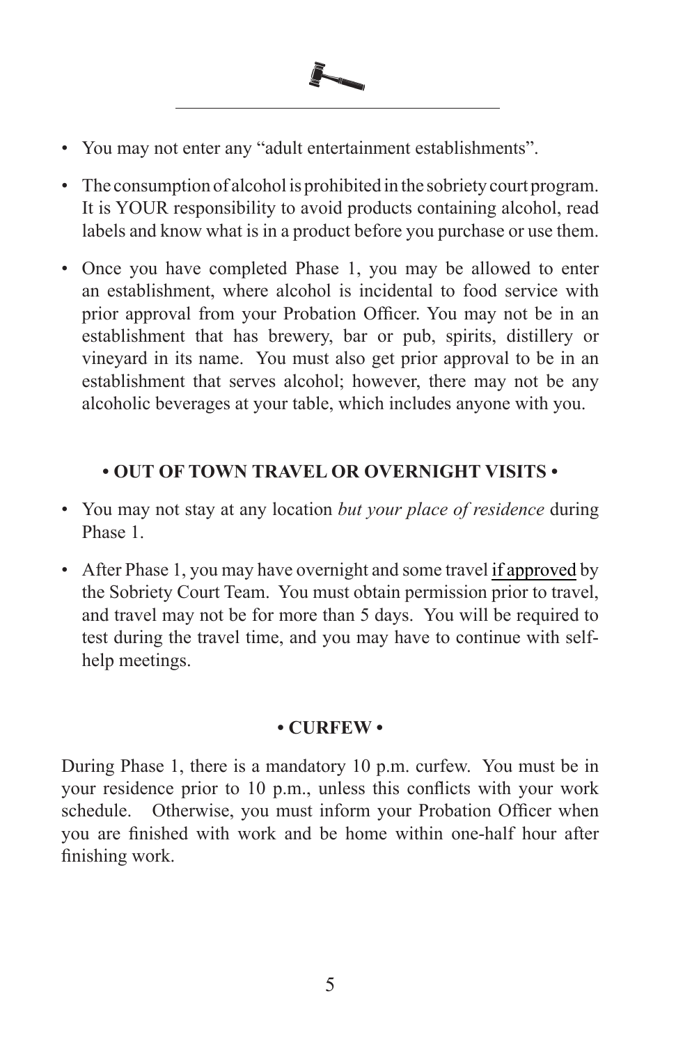- You may not enter any “adult entertainment establishments”.
- The consumption of alcohol is prohibited in the sobriety court program. It is YOUR responsibility to avoid products containing alcohol, read labels and know what is in a product before you purchase or use them.
- Once you have completed Phase 1, you may be allowed to enter an establishment, where alcohol is incidental to food service with prior approval from your Probation Officer. You may not be in an establishment that has brewery, bar or pub, spirits, distillery or vineyard in its name. You must also get prior approval to be in an establishment that serves alcohol; however, there may not be any alcoholic beverages at your table, which includes anyone with you.

### • OUT OF TOWN TRAVEL OR OVERNIGHT VISITS •

- You may not stay at any location *but your place of residence* during Phase 1.
- After Phase 1, you may have overnight and some travel <u>if approved</u> by the Sobriety Court Team. You must obtain permission prior to travel, and travel may not be for more than 5 days. You will be required to test during the travel time, and you may have to continue with self-help meetings.

### • CURFEW •

During Phase 1, there is a mandatory 10 p.m. curfew. You must be in your residence prior to 10 p.m., unless this conflicts with your work schedule. Otherwise, you must inform your Probation Officer when you are finished with work and be home within one-half hour after finishing work.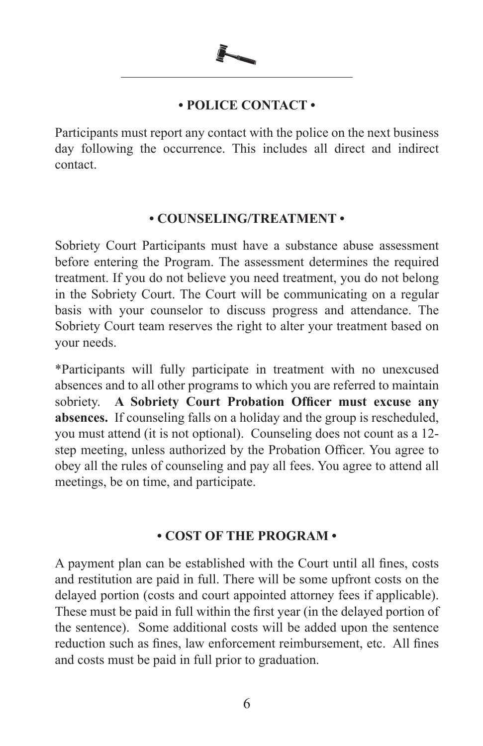## • POLICE CONTACT •

Participants must report any contact with the police on the next business day following the occurrence. This includes all direct and indirect contact.

## • COUNSELING/TREATMENT •

Sobriety Court Participants must have a substance abuse assessment before entering the Program. The assessment determines the required treatment. If you do not believe you need treatment, you do not belong in the Sobriety Court. The Court will be communicating on a regular basis with your counselor to discuss progress and attendance. The Sobriety Court team reserves the right to alter your treatment based on your needs.

*Participants will fully participate in treatment with no unexcused absences and to all other programs to which you are referred to maintain sobriety. **A Sobriety Court Probation Officer must excuse any absences.** If counseling falls on a holiday and the group is rescheduled, you must attend (it is not optional). Counseling does not count as a 12-step meeting, unless authorized by the Probation Officer. You agree to obey all the rules of counseling and pay all fees. You agree to attend all meetings, be on time, and participate.

## • COST OF THE PROGRAM •

A payment plan can be established with the Court until all fines, costs and restitution are paid in full. There will be some upfront costs on the delayed portion (costs and court appointed attorney fees if applicable). These must be paid in full within the first year (in the delayed portion of the sentence). Some additional costs will be added upon the sentence reduction such as fines, law enforcement reimbursement, etc. All fines and costs must be paid in full prior to graduation.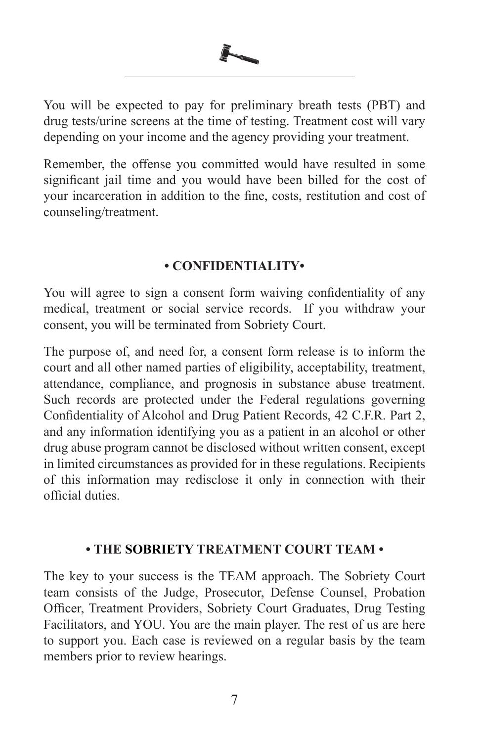You will be expected to pay for preliminary breath tests (PBT) and drug tests/urine screens at the time of testing. Treatment cost will vary depending on your income and the agency providing your treatment.

Remember, the offense you committed would have resulted in some significant jail time and you would have been billed for the cost of your incarceration in addition to the fine, costs, restitution and cost of counseling/treatment.

## • CONFIDENTIALITY•

You will agree to sign a consent form waiving confidentiality of any medical, treatment or social service records. If you withdraw your consent, you will be terminated from Sobriety Court.

The purpose of, and need for, a consent form release is to inform the court and all other named parties of eligibility, acceptability, treatment, attendance, compliance, and prognosis in substance abuse treatment. Such records are protected under the Federal regulations governing Confidentiality of Alcohol and Drug Patient Records, 42 C.F.R. Part 2, and any information identifying you as a patient in an alcohol or other drug abuse program cannot be disclosed without written consent, except in limited circumstances as provided for in these regulations. Recipients of this information may redisclose it only in connection with their official duties.

## • THE SOBRIETY TREATMENT COURT TEAM •

The key to your success is the TEAM approach. The Sobriety Court team consists of the Judge, Prosecutor, Defense Counsel, Probation Officer, Treatment Providers, Sobriety Court Graduates, Drug Testing Facilitators, and YOU. You are the main player. The rest of us are here to support you. Each case is reviewed on a regular basis by the team members prior to review hearings.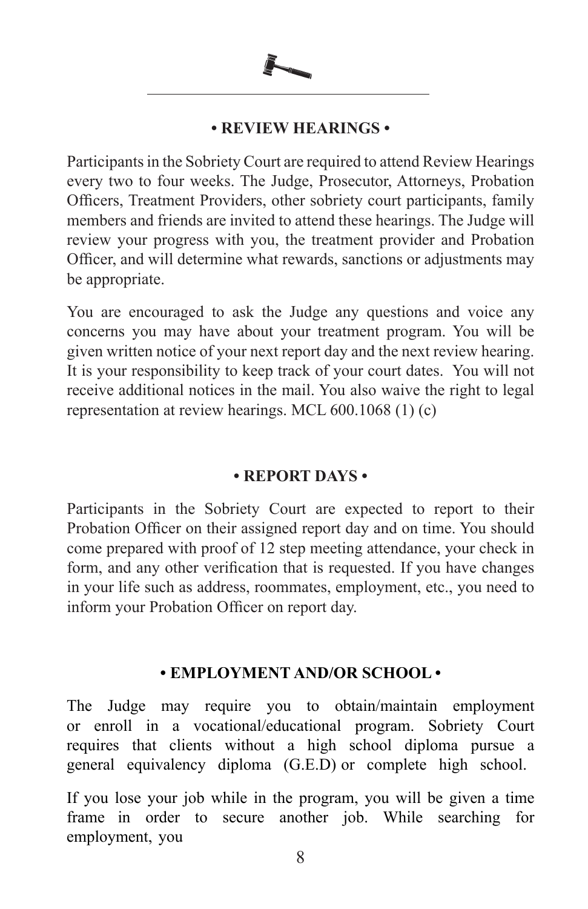## • REVIEW HEARINGS •

Participants in the Sobriety Court are required to attend Review Hearings every two to four weeks. The Judge, Prosecutor, Attorneys, Probation Officers, Treatment Providers, other sobriety court participants, family members and friends are invited to attend these hearings. The Judge will review your progress with you, the treatment provider and Probation Officer, and will determine what rewards, sanctions or adjustments may be appropriate.

You are encouraged to ask the Judge any questions and voice any concerns you may have about your treatment program. You will be given written notice of your next report day and the next review hearing. It is your responsibility to keep track of your court dates. You will not receive additional notices in the mail. You also waive the right to legal representation at review hearings. MCL 600.1068 (1) (c)

## • REPORT DAYS •

Participants in the Sobriety Court are expected to report to their Probation Officer on their assigned report day and on time. You should come prepared with proof of 12 step meeting attendance, your check in form, and any other verification that is requested. If you have changes in your life such as address, roommates, employment, etc., you need to inform your Probation Officer on report day.

## • EMPLOYMENT AND/OR SCHOOL •

The Judge may require you to obtain/maintain employment or enroll in a vocational/educational program. Sobriety Court requires that clients without a high school diploma pursue a general equivalency diploma (G.E.D) or complete high school.

If you lose your job while in the program, you will be given a time frame in order to secure another job. While searching for employment, you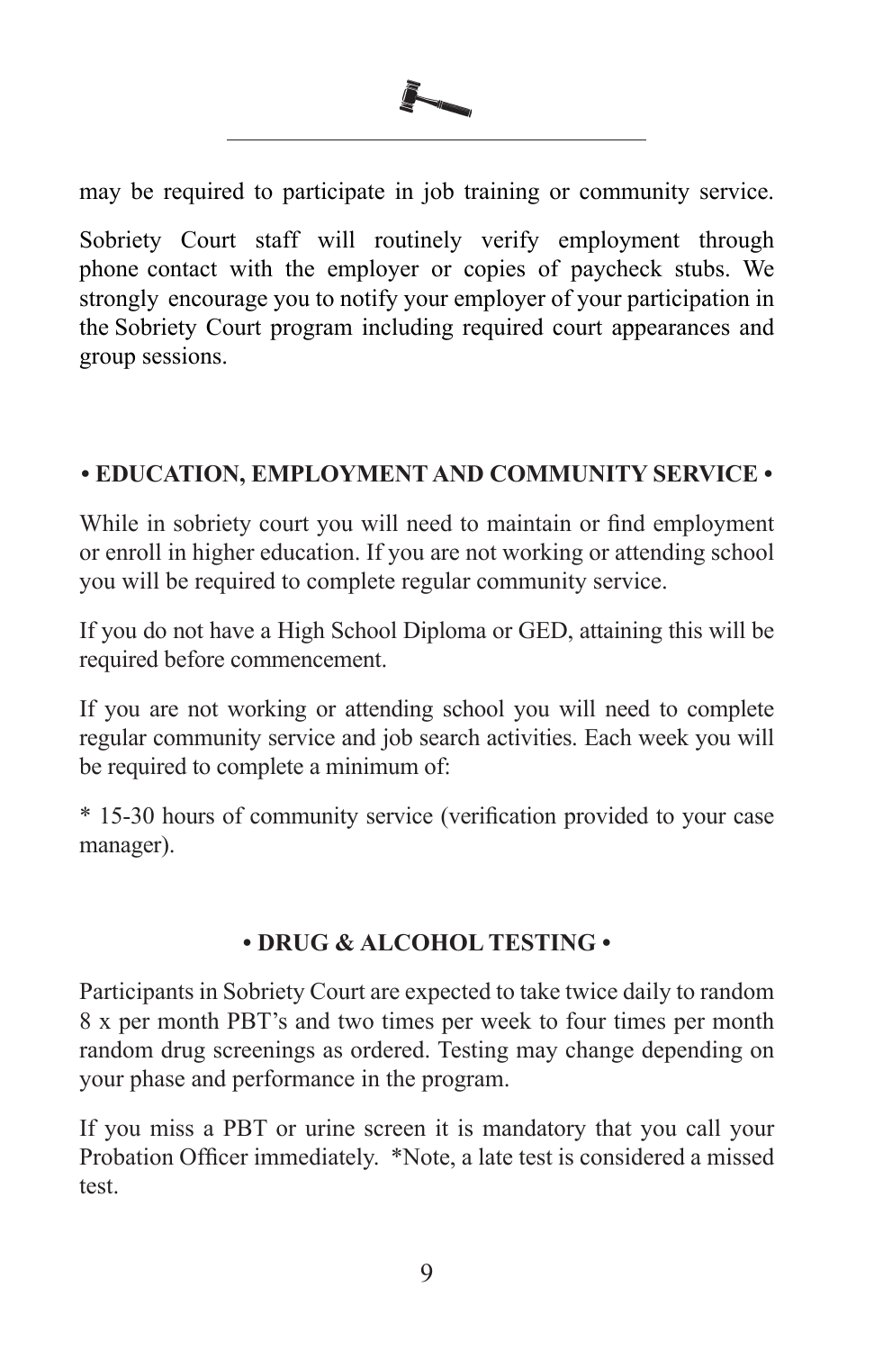may be required to participate in job training or community service.

Sobriety Court staff will routinely verify employment through phone contact with the employer or copies of paycheck stubs. We strongly encourage you to notify your employer of your participation in the Sobriety Court program including required court appearances and group sessions.

## • EDUCATION, EMPLOYMENT AND COMMUNITY SERVICE •

While in sobriety court you will need to maintain or find employment or enroll in higher education. If you are not working or attending school you will be required to complete regular community service.

If you do not have a High School Diploma or GED, attaining this will be required before commencement.

If you are not working or attending school you will need to complete regular community service and job search activities. Each week you will be required to complete a minimum of:

* 15-30 hours of community service (verification provided to your case manager).

## • DRUG & ALCOHOL TESTING •

Participants in Sobriety Court are expected to take twice daily to random 8 x per month PBT's and two times per week to four times per month random drug screenings as ordered. Testing may change depending on your phase and performance in the program.

If you miss a PBT or urine screen it is mandatory that you call your Probation Officer immediately. *Note, a late test is considered a missed test.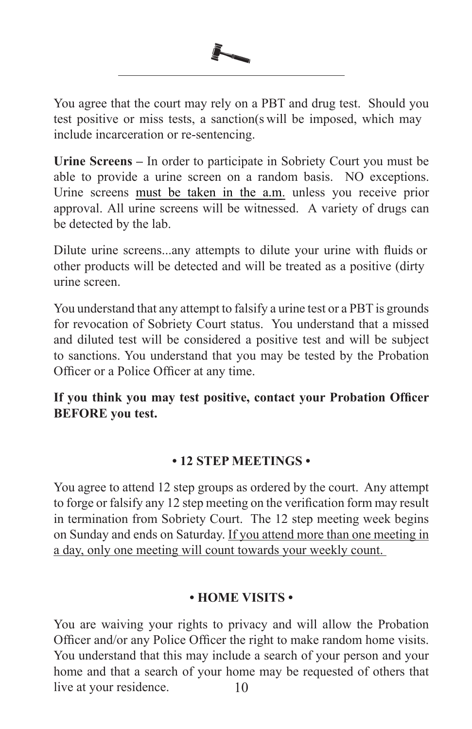You agree that the court may rely on a PBT and drug test. Should you test positive or miss tests, a sanction(s will be imposed, which may include incarceration or re-sentencing.

**Urine Screens –** In order to participate in Sobriety Court you must be able to provide a urine screen on a random basis. NO exceptions. Urine screens <u>must be taken in the a.m.</u> unless you receive prior approval. All urine screens will be witnessed. A variety of drugs can be detected by the lab.

Dilute urine screens...any attempts to dilute your urine with fluids or other products will be detected and will be treated as a positive (dirty urine screen.

You understand that any attempt to falsify a urine test or a PBT is grounds for revocation of Sobriety Court status. You understand that a missed and diluted test will be considered a positive test and will be subject to sanctions. You understand that you may be tested by the Probation Officer or a Police Officer at any time.

**If you think you may test positive, contact your Probation Officer BEFORE you test.**

## • 12 STEP MEETINGS •

You agree to attend 12 step groups as ordered by the court. Any attempt to forge or falsify any 12 step meeting on the verification form may result in termination from Sobriety Court. The 12 step meeting week begins on Sunday and ends on Saturday. <u>If you attend more than one meeting in a day, only one meeting will count towards your weekly count.</u>

## • HOME VISITS •

You are waiving your rights to privacy and will allow the Probation Officer and/or any Police Officer the right to make random home visits. You understand that this may include a search of your person and your home and that a search of your home may be requested of others that live at your residence.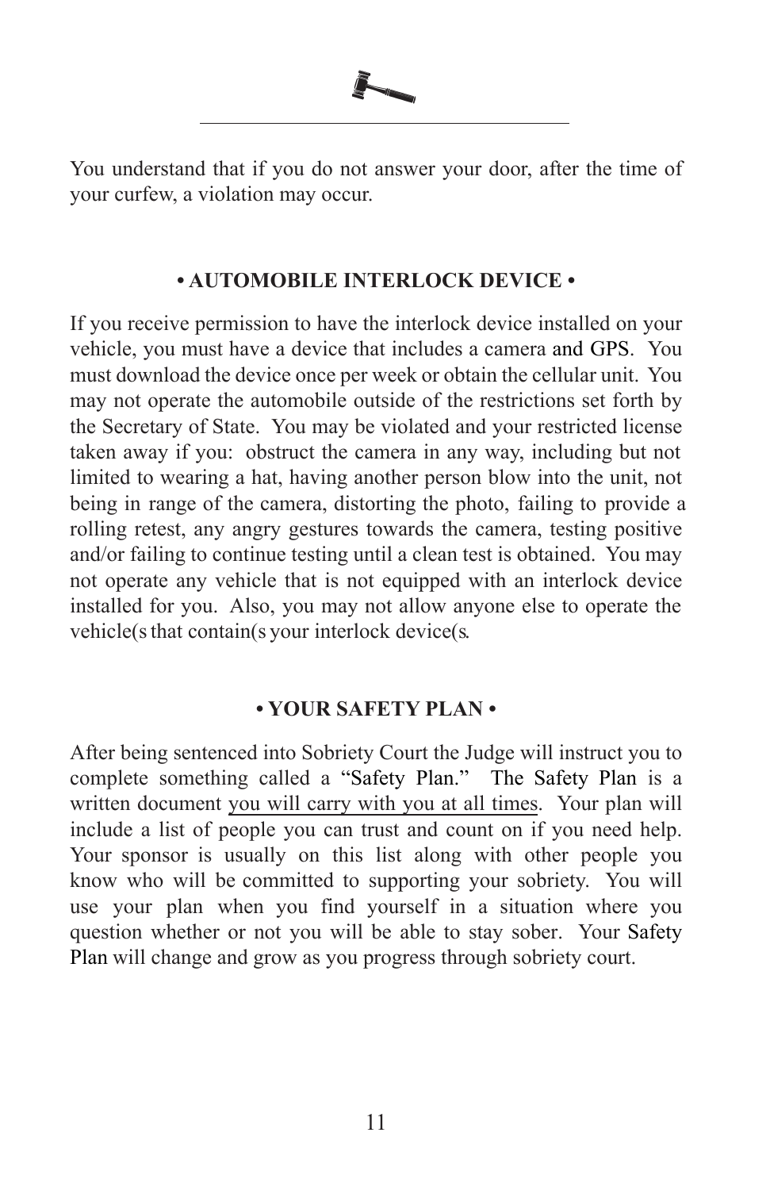You understand that if you do not answer your door, after the time of your curfew, a violation may occur.

## • AUTOMOBILE INTERLOCK DEVICE •

If you receive permission to have the interlock device installed on your vehicle, you must have a device that includes a camera and GPS. You must download the device once per week or obtain the cellular unit. You may not operate the automobile outside of the restrictions set forth by the Secretary of State. You may be violated and your restricted license taken away if you: obstruct the camera in any way, including but not limited to wearing a hat, having another person blow into the unit, not being in range of the camera, distorting the photo, failing to provide a rolling retest, any angry gestures towards the camera, testing positive and/or failing to continue testing until a clean test is obtained. You may not operate any vehicle that is not equipped with an interlock device installed for you. Also, you may not allow anyone else to operate the vehicle(s that contain(s your interlock device(s.

## • YOUR SAFETY PLAN •

After being sentenced into Sobriety Court the Judge will instruct you to complete something called a "Safety Plan." The Safety Plan is a written document <u>you will carry with you at all times</u>. Your plan will include a list of people you can trust and count on if you need help. Your sponsor is usually on this list along with other people you know who will be committed to supporting your sobriety. You will use your plan when you find yourself in a situation where you question whether or not you will be able to stay sober. Your Safety Plan will change and grow as you progress through sobriety court.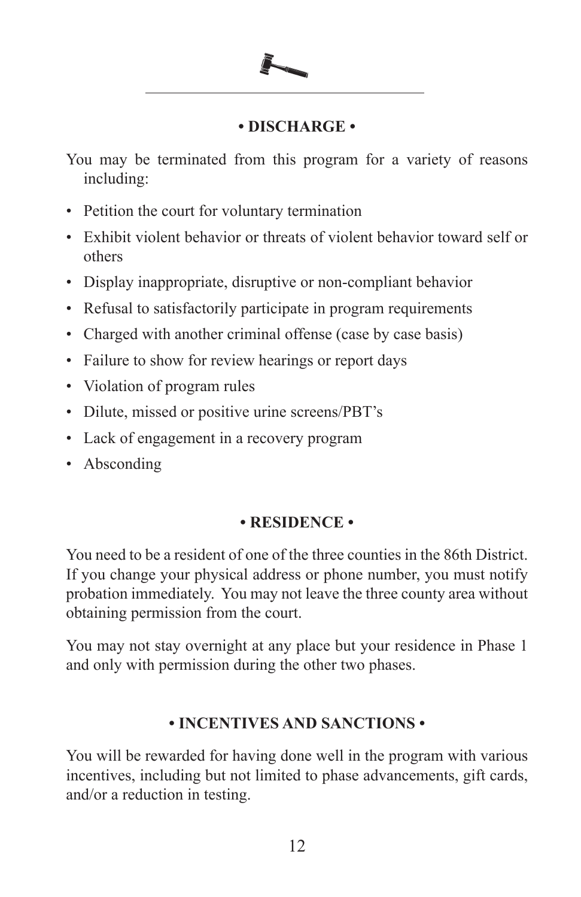## • DISCHARGE •

You may be terminated from this program for a variety of reasons including:

- Petition the court for voluntary termination
- Exhibit violent behavior or threats of violent behavior toward self or others
- Display inappropriate, disruptive or non-compliant behavior
- Refusal to satisfactorily participate in program requirements
- Charged with another criminal offense (case by case basis)
- Failure to show for review hearings or report days
- Violation of program rules
- Dilute, missed or positive urine screens/PBT's
- Lack of engagement in a recovery program
- Absconding

## • RESIDENCE •

You need to be a resident of one of the three counties in the 86th District. If you change your physical address or phone number, you must notify probation immediately. You may not leave the three county area without obtaining permission from the court.

You may not stay overnight at any place but your residence in Phase 1 and only with permission during the other two phases.

## • INCENTIVES AND SANCTIONS •

You will be rewarded for having done well in the program with various incentives, including but not limited to phase advancements, gift cards, and/or a reduction in testing.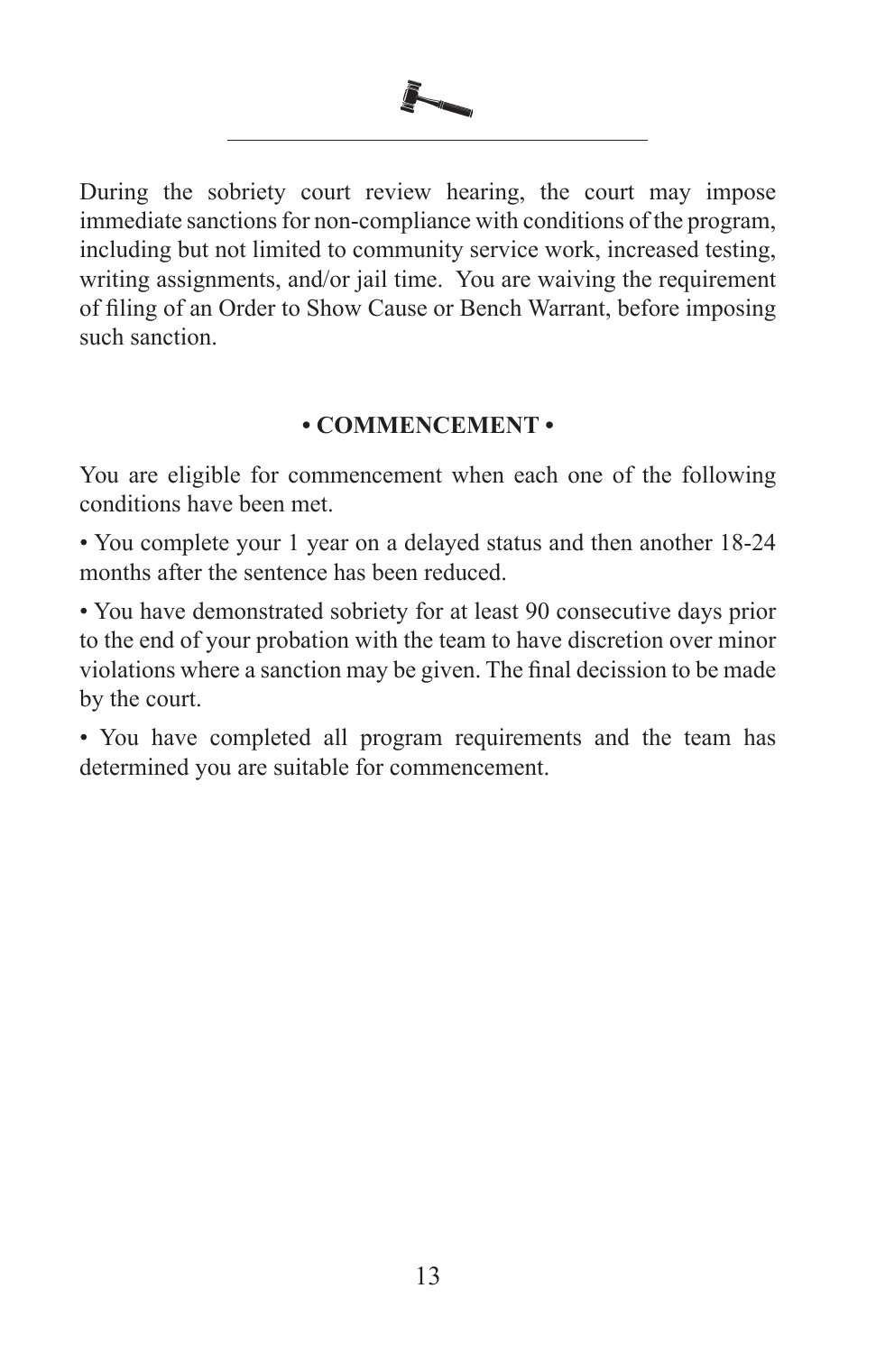During the sobriety court review hearing, the court may impose immediate sanctions for non-compliance with conditions of the program, including but not limited to community service work, increased testing, writing assignments, and/or jail time. You are waiving the requirement of filing of an Order to Show Cause or Bench Warrant, before imposing such sanction.

## • COMMENCEMENT •

You are eligible for commencement when each one of the following conditions have been met.

• You complete your 1 year on a delayed status and then another 18-24 months after the sentence has been reduced.

• You have demonstrated sobriety for at least 90 consecutive days prior to the end of your probation with the team to have discretion over minor violations where a sanction may be given. The final decission to be made by the court.

• You have completed all program requirements and the team has determined you are suitable for commencement.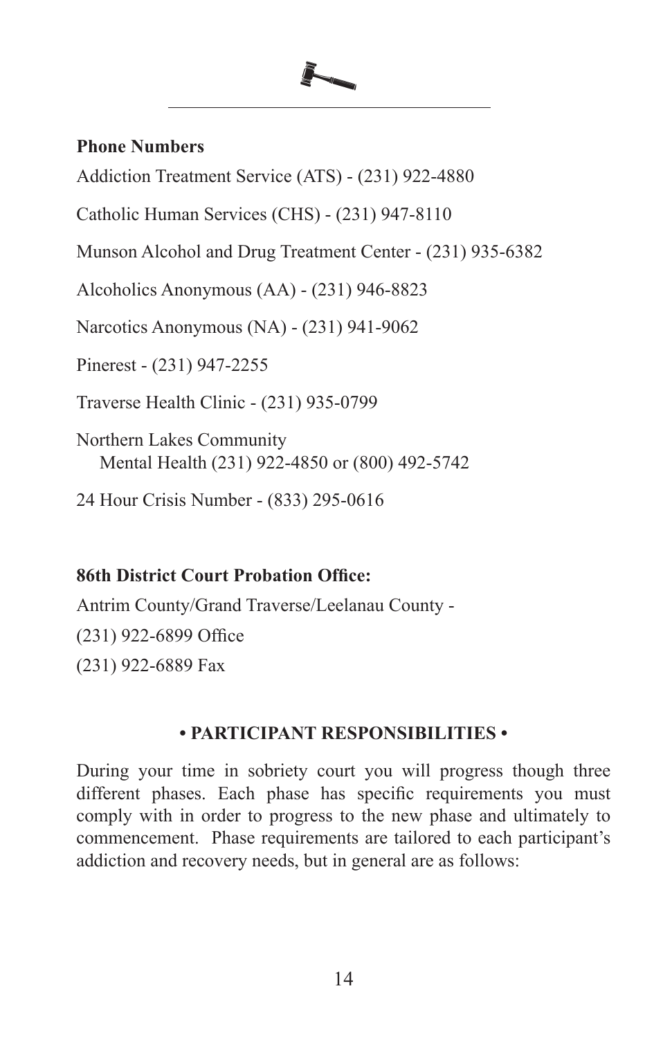**Phone Numbers**

Addiction Treatment Service (ATS) - (231) 922-4880

Catholic Human Services (CHS) - (231) 947-8110

Munson Alcohol and Drug Treatment Center - (231) 935-6382

Alcoholics Anonymous (AA) - (231) 946-8823

Narcotics Anonymous (NA) - (231) 941-9062

Pinerest - (231) 947-2255

Traverse Health Clinic - (231) 935-0799

Northern Lakes Community
Mental Health (231) 922-4850 or (800) 492-5742

24 Hour Crisis Number - (833) 295-0616

**86th District Court Probation Office:**

Antrim County/Grand Traverse/Leelanau County -

(231) 922-6899 Office

(231) 922-6889 Fax

## • PARTICIPANT RESPONSIBILITIES •

During your time in sobriety court you will progress though three different phases. Each phase has specific requirements you must comply with in order to progress to the new phase and ultimately to commencement. Phase requirements are tailored to each participant's addiction and recovery needs, but in general are as follows: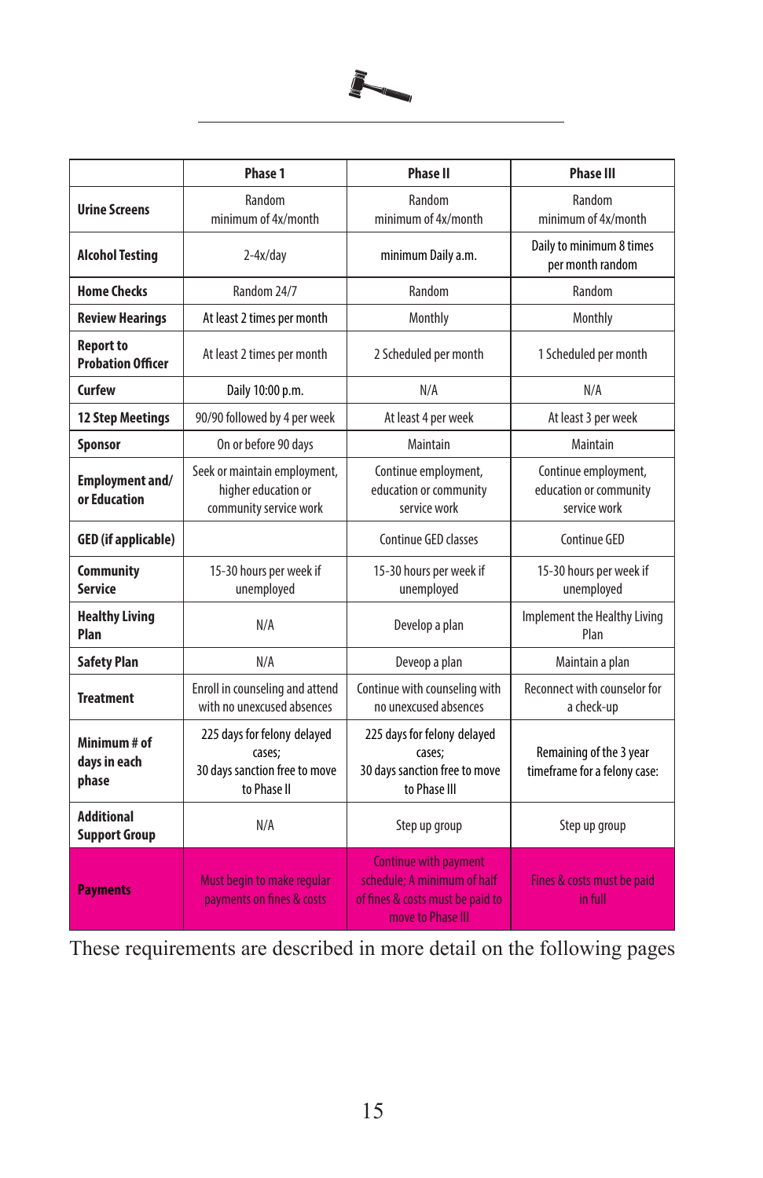| | Phase 1 | Phase II | Phase III |
|---|---|---|---|
| **Urine Screens** | Random minimum of 4x/month | Random minimum of 4x/month | Random minimum of 4x/month |
| **Alcohol Testing** | 2-4x/day | minimum Daily a.m. | Daily to minimum 8 times per month random |
| **Home Checks** | Random 24/7 | Random | Random |
| **Review Hearings** | At least 2 times per month | Monthly | Monthly |
| **Report to Probation Officer** | At least 2 times per month | 2 Scheduled per month | 1 Scheduled per month |
| **Curfew** | Daily 10:00 p.m. | N/A | N/A |
| **12 Step Meetings** | 90/90 followed by 4 per week | At least 4 per week | At least 3 per week |
| **Sponsor** | On or before 90 days | Maintain | Maintain |
| **Employment and/ or Education** | Seek or maintain employment, higher education or community service work | Continue employment, education or community service work | Continue employment, education or community service work |
| **GED (if applicable)** | | Continue GED classes | Continue GED |
| **Community Service** | 15-30 hours per week if unemployed | 15-30 hours per week if unemployed | 15-30 hours per week if unemployed |
| **Healthy Living Plan** | N/A | Develop a plan | Implement the Healthy Living Plan |
| **Safety Plan** | N/A | Deveop a plan | Maintain a plan |
| **Treatment** | Enroll in counseling and attend with no unexcused absences | Continue with counseling with no unexcused absences | Reconnect with counselor for a check-up |
| **Minimum # of days in each phase** | 225 days for felony delayed cases; 30 days sanction free to move to Phase II | 225 days for felony delayed cases; 30 days sanction free to move to Phase III | Remaining of the 3 year timeframe for a felony case: |
| **Additional Support Group** | N/A | Step up group | Step up group |
| **Payments** | Must begin to make regular payments on fines & costs | Continue with payment schedule; A minimum of half of fines & costs must be paid to move to Phase III | Fines & costs must be paid in full |

These requirements are described in more detail on the following pages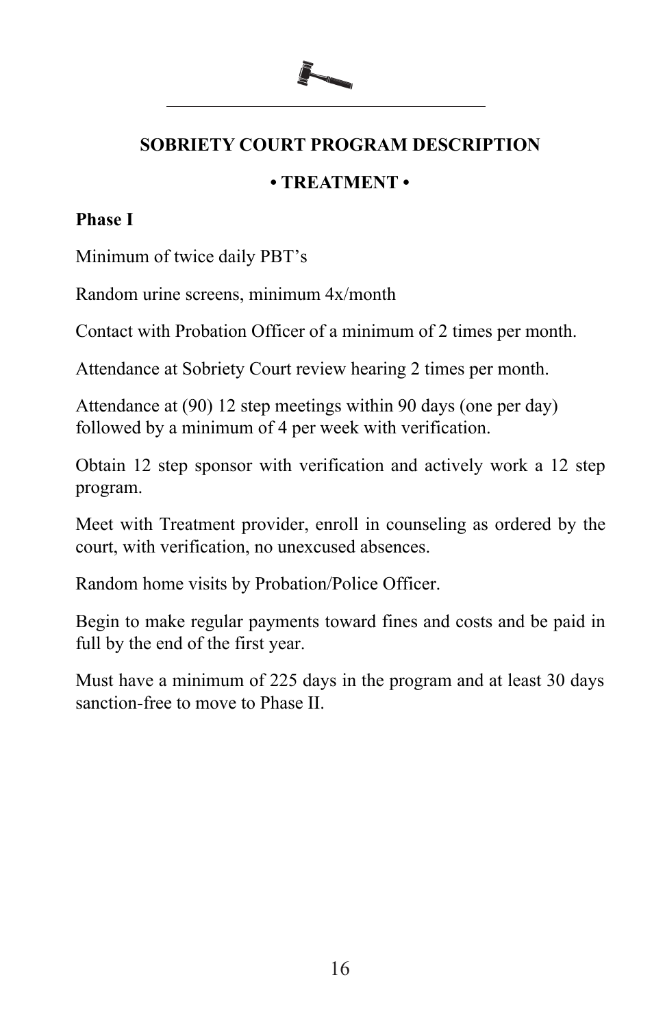## SOBRIETY COURT PROGRAM DESCRIPTION

### • TREATMENT •

**Phase I**

Minimum of twice daily PBT's

Random urine screens, minimum 4x/month

Contact with Probation Officer of a minimum of 2 times per month.

Attendance at Sobriety Court review hearing 2 times per month.

Attendance at (90) 12 step meetings within 90 days (one per day) followed by a minimum of 4 per week with verification.

Obtain 12 step sponsor with verification and actively work a 12 step program.

Meet with Treatment provider, enroll in counseling as ordered by the court, with verification, no unexcused absences.

Random home visits by Probation/Police Officer.

Begin to make regular payments toward fines and costs and be paid in full by the end of the first year.

Must have a minimum of 225 days in the program and at least 30 days sanction-free to move to Phase II.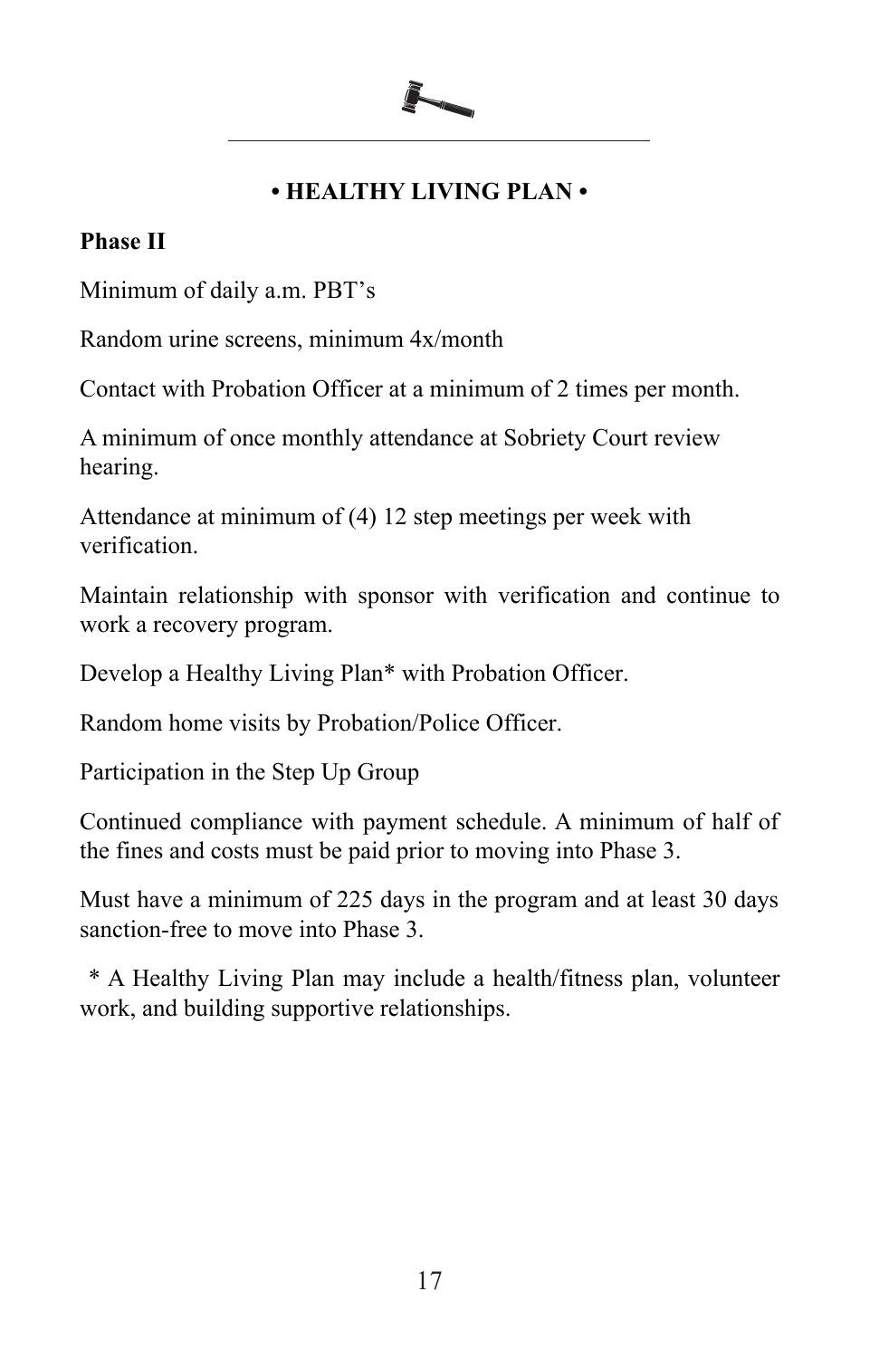## • HEALTHY LIVING PLAN •

**Phase II**

Minimum of daily a.m. PBT's

Random urine screens, minimum 4x/month

Contact with Probation Officer at a minimum of 2 times per month.

A minimum of once monthly attendance at Sobriety Court review hearing.

Attendance at minimum of (4) 12 step meetings per week with verification.

Maintain relationship with sponsor with verification and continue to work a recovery program.

Develop a Healthy Living Plan* with Probation Officer.

Random home visits by Probation/Police Officer.

Participation in the Step Up Group

Continued compliance with payment schedule. A minimum of half of the fines and costs must be paid prior to moving into Phase 3.

Must have a minimum of 225 days in the program and at least 30 days sanction-free to move into Phase 3.

\* A Healthy Living Plan may include a health/fitness plan, volunteer work, and building supportive relationships.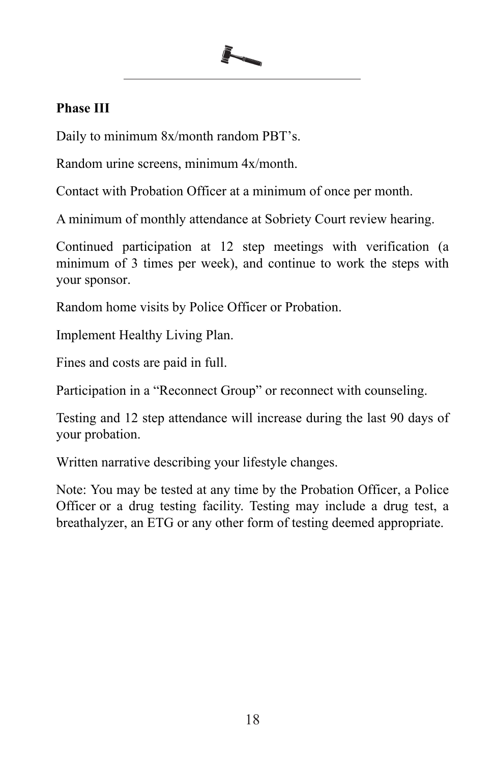**Phase III**

Daily to minimum 8x/month random PBT's.

Random urine screens, minimum 4x/month.

Contact with Probation Officer at a minimum of once per month.

A minimum of monthly attendance at Sobriety Court review hearing.

Continued participation at 12 step meetings with verification (a minimum of 3 times per week), and continue to work the steps with your sponsor.

Random home visits by Police Officer or Probation.

Implement Healthy Living Plan.

Fines and costs are paid in full.

Participation in a "Reconnect Group" or reconnect with counseling.

Testing and 12 step attendance will increase during the last 90 days of your probation.

Written narrative describing your lifestyle changes.

Note: You may be tested at any time by the Probation Officer, a Police Officer or a drug testing facility. Testing may include a drug test, a breathalyzer, an ETG or any other form of testing deemed appropriate.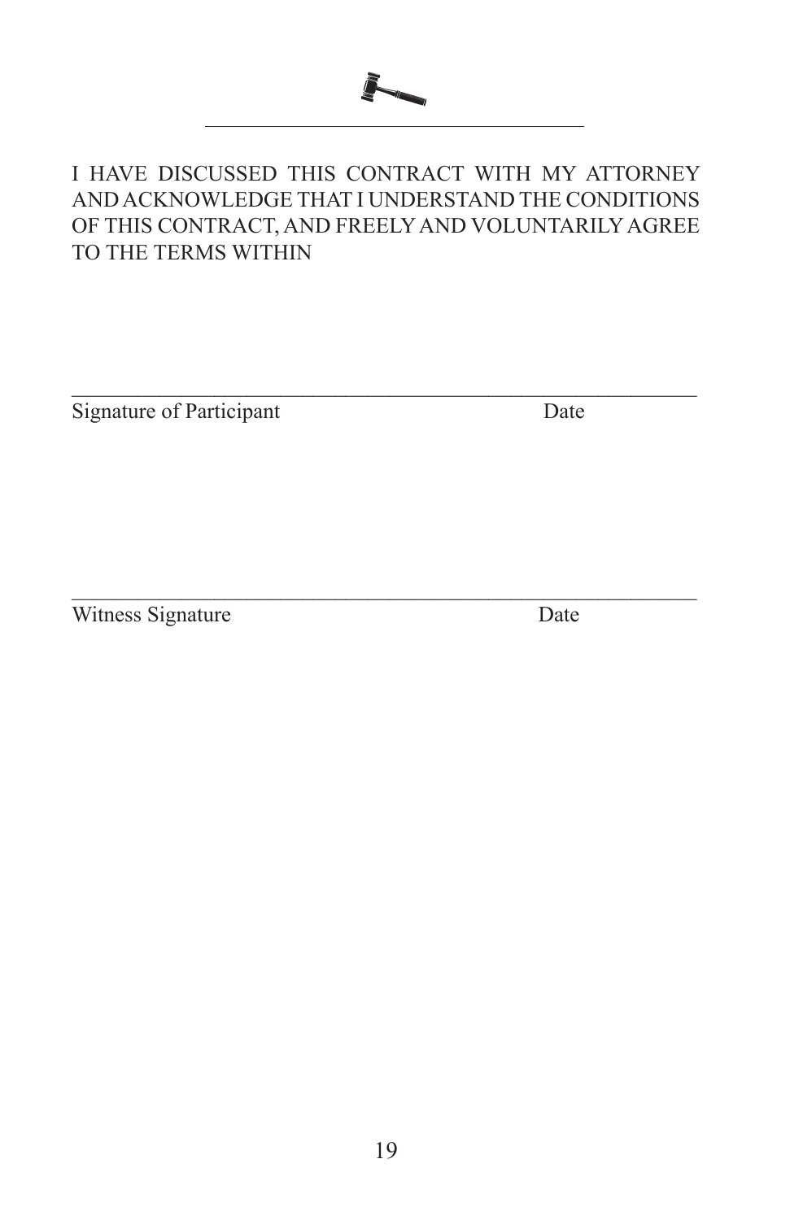I HAVE DISCUSSED THIS CONTRACT WITH MY ATTORNEY AND ACKNOWLEDGE THAT I UNDERSTAND THE CONDITIONS OF THIS CONTRACT, AND FREELY AND VOLUNTARILY AGREE TO THE TERMS WITHIN

\_\_\_\_\_\_\_\_\_\_\_\_\_\_\_\_\_\_\_\_\_\_\_\_\_\_\_\_\_\_\_\_\_\_\_\_\_\_\_\_\_\_\_\_\_\_\_\_\_\_\_\_\_\_\_\_

Signature of Participant Date

\_\_\_\_\_\_\_\_\_\_\_\_\_\_\_\_\_\_\_\_\_\_\_\_\_\_\_\_\_\_\_\_\_\_\_\_\_\_\_\_\_\_\_\_\_\_\_\_\_\_\_\_\_\_\_\_

Witness Signature Date